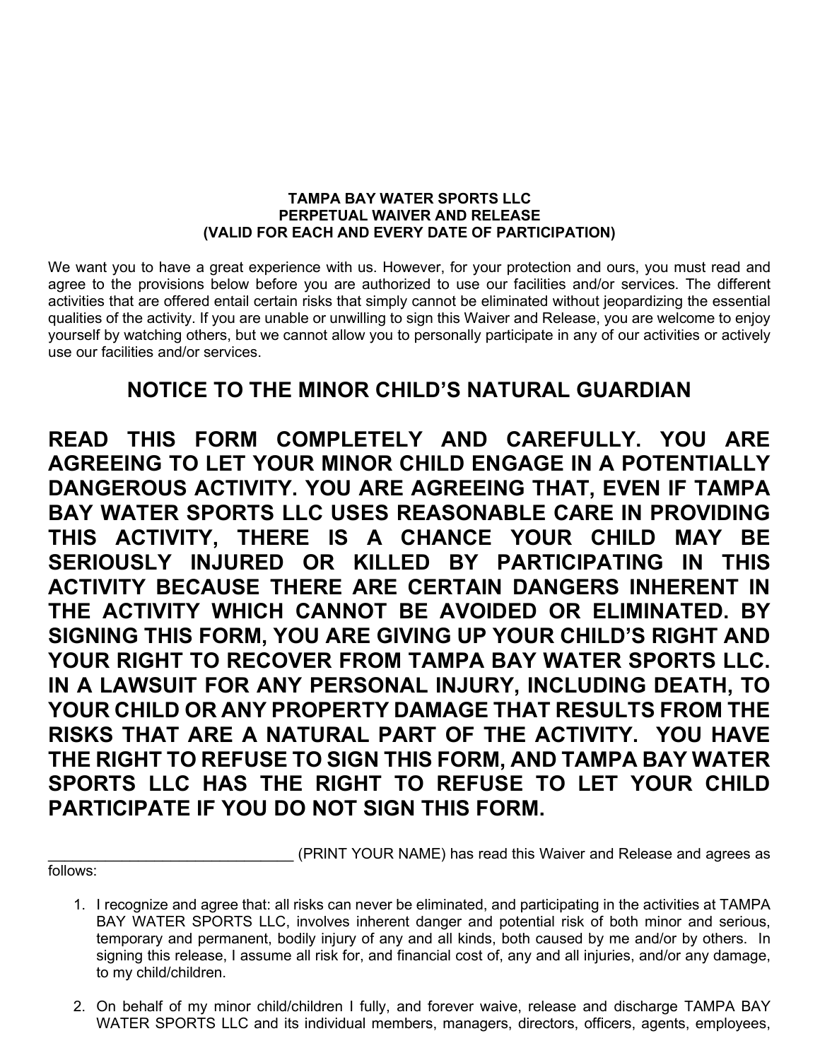**TAMPA BAY WATER SPORTS LLC**
**PERPETUAL WAIVER AND RELEASE**
**(VALID FOR EACH AND EVERY DATE OF PARTICIPATION)**

We want you to have a great experience with us. However, for your protection and ours, you must read and agree to the provisions below before you are authorized to use our facilities and/or services. The different activities that are offered entail certain risks that simply cannot be eliminated without jeopardizing the essential qualities of the activity. If you are unable or unwilling to sign this Waiver and Release, you are welcome to enjoy yourself by watching others, but we cannot allow you to personally participate in any of our activities or actively use our facilities and/or services.

## NOTICE TO THE MINOR CHILD'S NATURAL GUARDIAN

**READ THIS FORM COMPLETELY AND CAREFULLY. YOU ARE AGREEING TO LET YOUR MINOR CHILD ENGAGE IN A POTENTIALLY DANGEROUS ACTIVITY. YOU ARE AGREEING THAT, EVEN IF TAMPA BAY WATER SPORTS LLC USES REASONABLE CARE IN PROVIDING THIS ACTIVITY, THERE IS A CHANCE YOUR CHILD MAY BE SERIOUSLY INJURED OR KILLED BY PARTICIPATING IN THIS ACTIVITY BECAUSE THERE ARE CERTAIN DANGERS INHERENT IN THE ACTIVITY WHICH CANNOT BE AVOIDED OR ELIMINATED. BY SIGNING THIS FORM, YOU ARE GIVING UP YOUR CHILD'S RIGHT AND YOUR RIGHT TO RECOVER FROM TAMPA BAY WATER SPORTS LLC. IN A LAWSUIT FOR ANY PERSONAL INJURY, INCLUDING DEATH, TO YOUR CHILD OR ANY PROPERTY DAMAGE THAT RESULTS FROM THE RISKS THAT ARE A NATURAL PART OF THE ACTIVITY. YOU HAVE THE RIGHT TO REFUSE TO SIGN THIS FORM, AND TAMPA BAY WATER SPORTS LLC HAS THE RIGHT TO REFUSE TO LET YOUR CHILD PARTICIPATE IF YOU DO NOT SIGN THIS FORM.**

______________________________ (PRINT YOUR NAME) has read this Waiver and Release and agrees as follows:

1. I recognize and agree that: all risks can never be eliminated, and participating in the activities at TAMPA BAY WATER SPORTS LLC, involves inherent danger and potential risk of both minor and serious, temporary and permanent, bodily injury of any and all kinds, both caused by me and/or by others. In signing this release, I assume all risk for, and financial cost of, any and all injuries, and/or any damage, to my child/children.

2. On behalf of my minor child/children I fully, and forever waive, release and discharge TAMPA BAY WATER SPORTS LLC and its individual members, managers, directors, officers, agents, employees,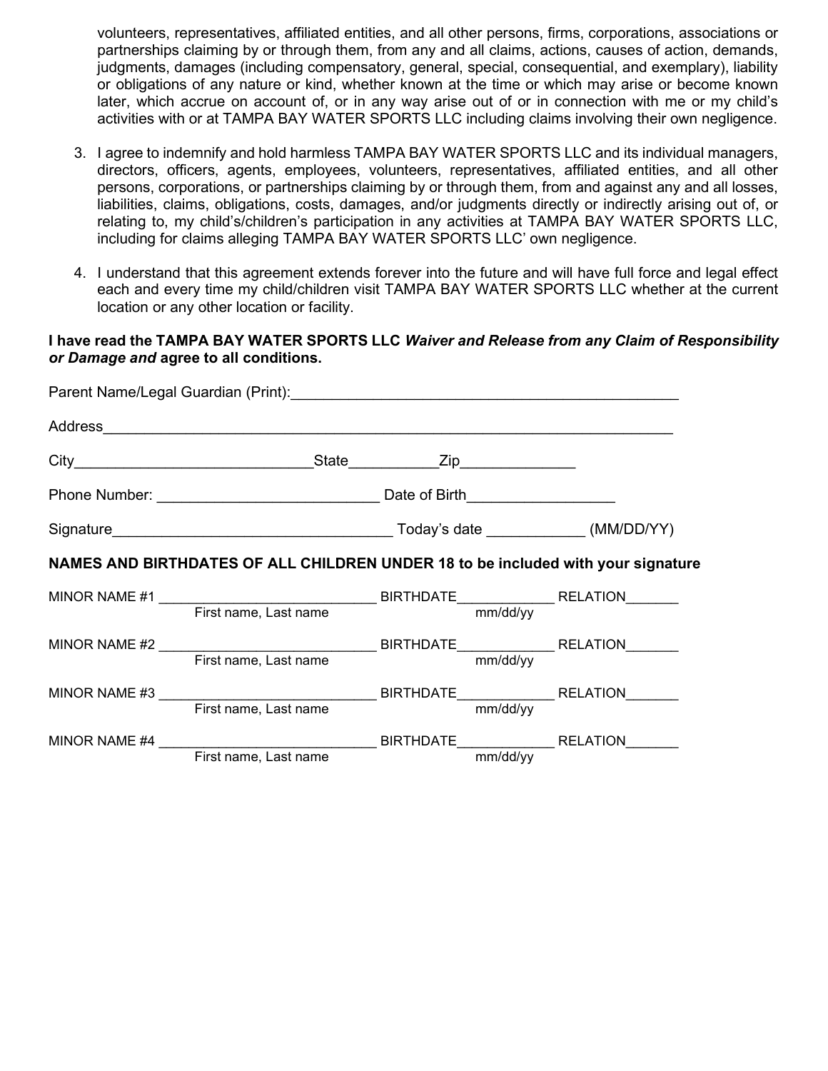volunteers, representatives, affiliated entities, and all other persons, firms, corporations, associations or partnerships claiming by or through them, from any and all claims, actions, causes of action, demands, judgments, damages (including compensatory, general, special, consequential, and exemplary), liability or obligations of any nature or kind, whether known at the time or which may arise or become known later, which accrue on account of, or in any way arise out of or in connection with me or my child's activities with or at TAMPA BAY WATER SPORTS LLC including claims involving their own negligence.

3. I agree to indemnify and hold harmless TAMPA BAY WATER SPORTS LLC and its individual managers, directors, officers, agents, employees, volunteers, representatives, affiliated entities, and all other persons, corporations, or partnerships claiming by or through them, from and against any and all losses, liabilities, claims, obligations, costs, damages, and/or judgments directly or indirectly arising out of, or relating to, my child's/children's participation in any activities at TAMPA BAY WATER SPORTS LLC, including for claims alleging TAMPA BAY WATER SPORTS LLC' own negligence.

4. I understand that this agreement extends forever into the future and will have full force and legal effect each and every time my child/children visit TAMPA BAY WATER SPORTS LLC whether at the current location or any other location or facility.

**I have read the TAMPA BAY WATER SPORTS LLC *Waiver and Release from any Claim of Responsibility or Damage and* agree to all conditions.**

Parent Name/Legal Guardian (Print):_______________________________________________

Address_________________________________________________________________________

City____________________________State__________Zip_____________

Phone Number: _________________________ Date of Birth________________

Signature________________________________ Today's date ___________ (MM/DD/YY)

**NAMES AND BIRTHDATES OF ALL CHILDREN UNDER 18 to be included with your signature**

MINOR NAME #1 ___________________________ BIRTHDATE____________ RELATION_______
First name, Last name mm/dd/yy

MINOR NAME #2 ___________________________ BIRTHDATE____________ RELATION_______
First name, Last name mm/dd/yy

MINOR NAME #3 ___________________________ BIRTHDATE____________ RELATION_______
First name, Last name mm/dd/yy

MINOR NAME #4 ___________________________ BIRTHDATE____________ RELATION_______
First name, Last name mm/dd/yy